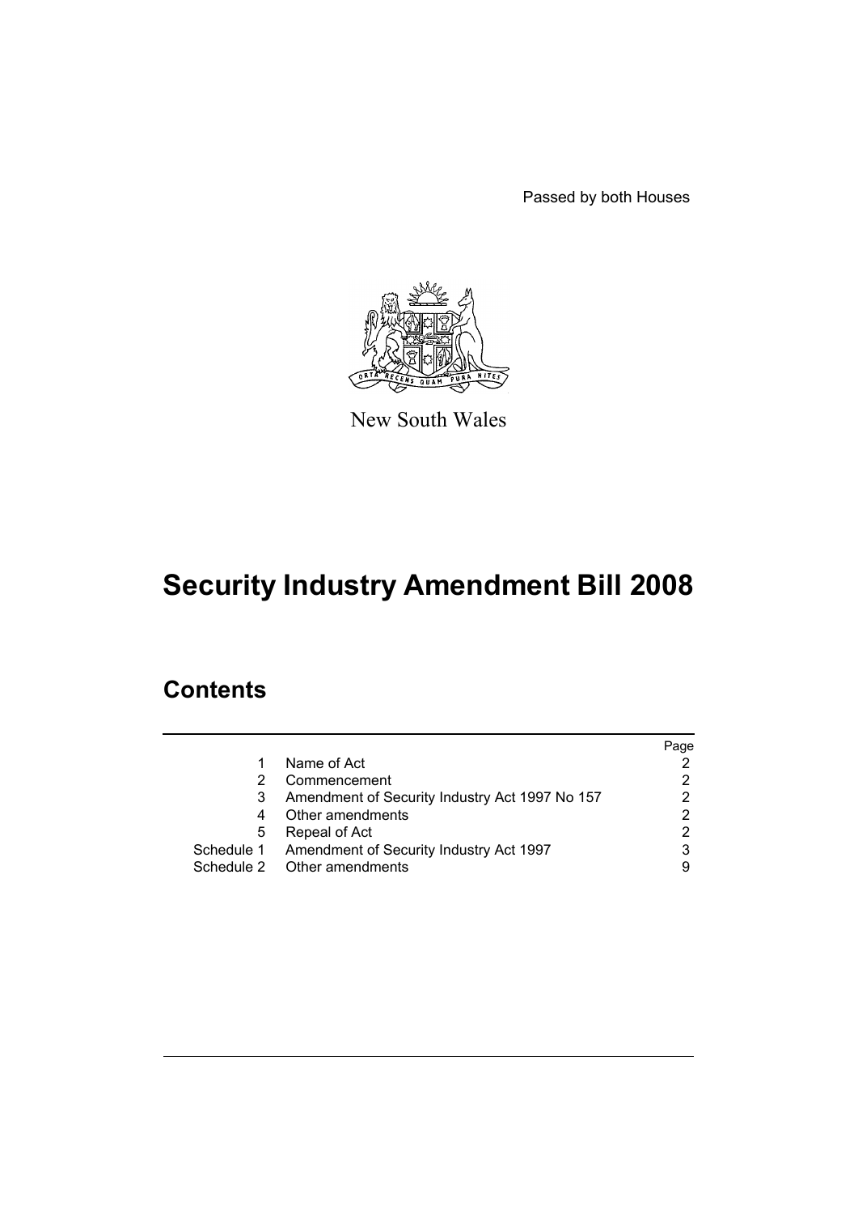Passed by both Houses

New South Wales

# Security Industry Amendment Bill 2008

## Contents

| | | Page |
|---|---|---|
| 1 | Name of Act | 2 |
| 2 | Commencement | 2 |
| 3 | Amendment of Security Industry Act 1997 No 157 | 2 |
| 4 | Other amendments | 2 |
| 5 | Repeal of Act | 2 |
| Schedule 1 | Amendment of Security Industry Act 1997 | 3 |
| Schedule 2 | Other amendments | 9 |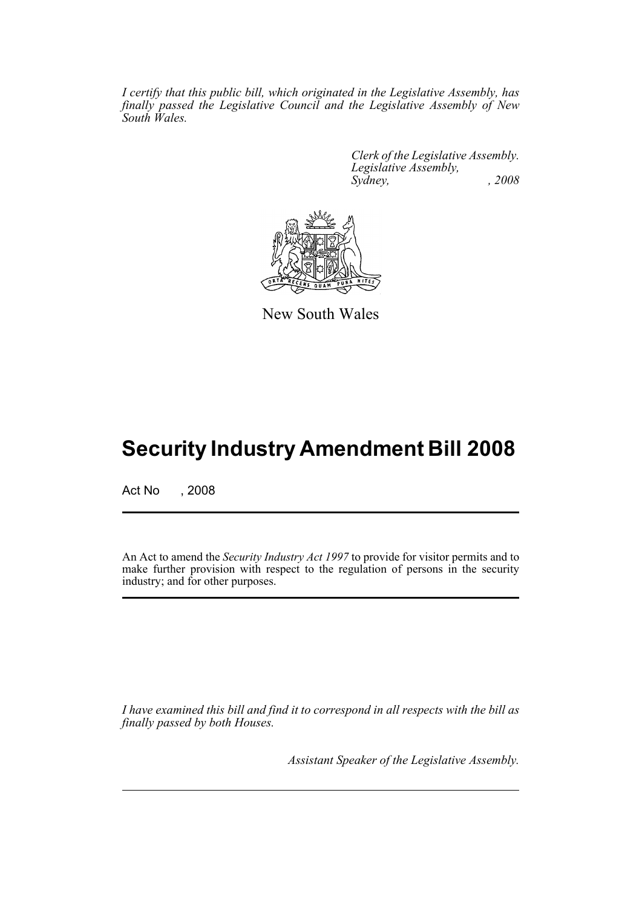*I certify that this public bill, which originated in the Legislative Assembly, has finally passed the Legislative Council and the Legislative Assembly of New South Wales.*

*Clerk of the Legislative Assembly.*
*Legislative Assembly,*
*Sydney, , 2008*

New South Wales

# Security Industry Amendment Bill 2008

Act No , 2008

An Act to amend the *Security Industry Act 1997* to provide for visitor permits and to make further provision with respect to the regulation of persons in the security industry; and for other purposes.

*I have examined this bill and find it to correspond in all respects with the bill as finally passed by both Houses.*

*Assistant Speaker of the Legislative Assembly.*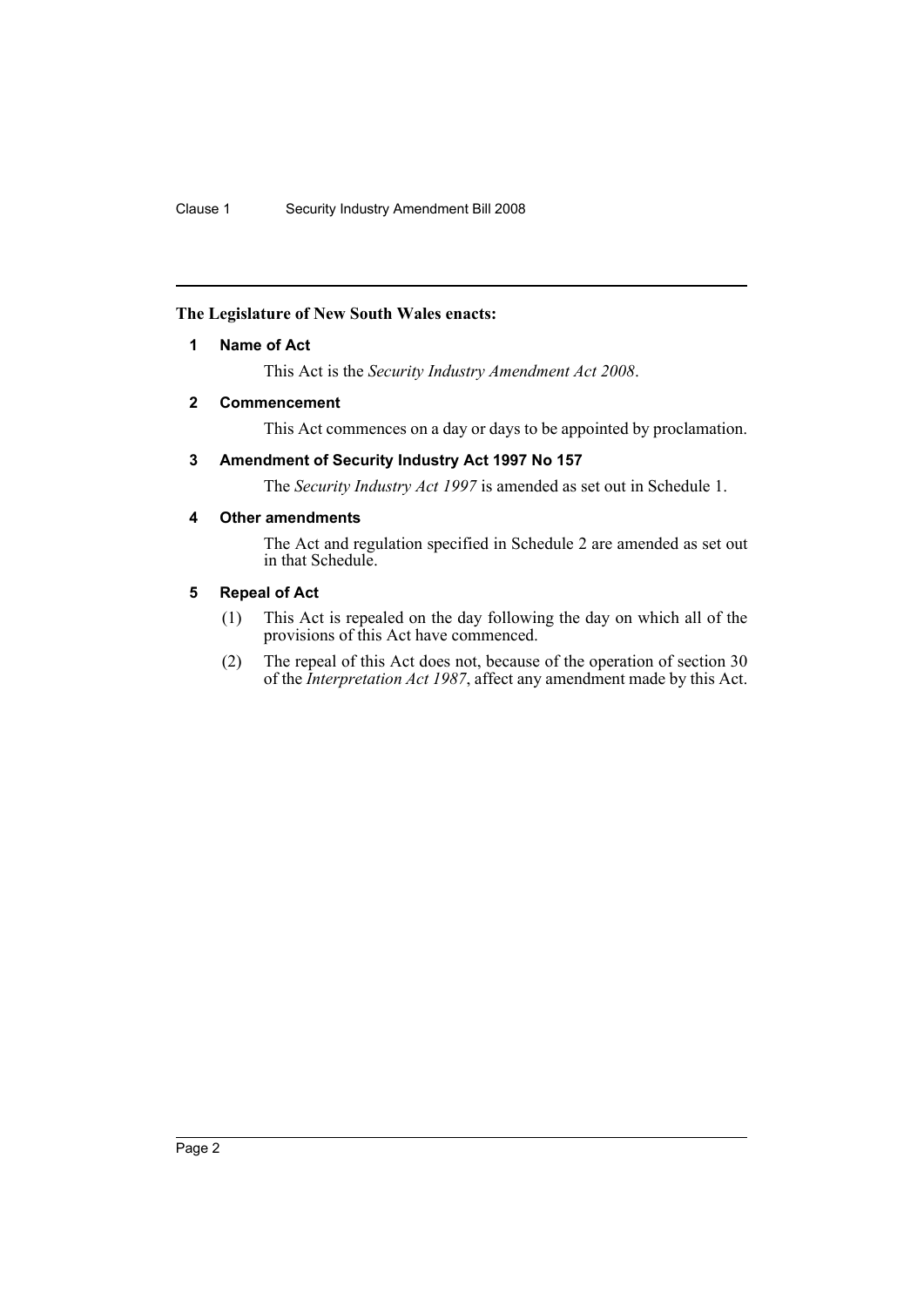**The Legislature of New South Wales enacts:**

## 1 Name of Act

This Act is the *Security Industry Amendment Act 2008*.

## 2 Commencement

This Act commences on a day or days to be appointed by proclamation.

## 3 Amendment of Security Industry Act 1997 No 157

The *Security Industry Act 1997* is amended as set out in Schedule 1.

## 4 Other amendments

The Act and regulation specified in Schedule 2 are amended as set out in that Schedule.

## 5 Repeal of Act

(1) This Act is repealed on the day following the day on which all of the provisions of this Act have commenced.

(2) The repeal of this Act does not, because of the operation of section 30 of the *Interpretation Act 1987*, affect any amendment made by this Act.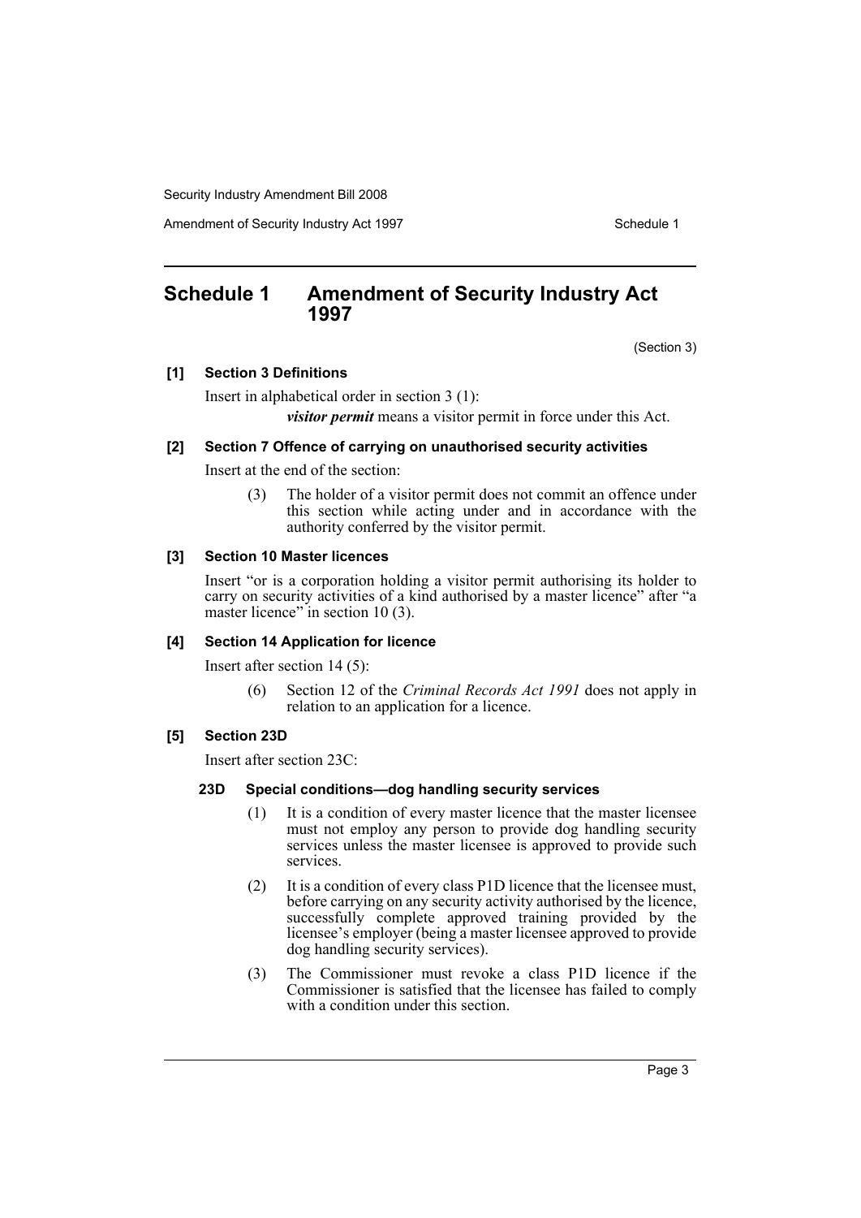# Schedule 1 Amendment of Security Industry Act 1997

(Section 3)

**[1] Section 3 Definitions**

Insert in alphabetical order in section 3 (1):

> ***visitor permit*** means a visitor permit in force under this Act.

**[2] Section 7 Offence of carrying on unauthorised security activities**

Insert at the end of the section:

> (3) The holder of a visitor permit does not commit an offence under this section while acting under and in accordance with the authority conferred by the visitor permit.

**[3] Section 10 Master licences**

Insert "or is a corporation holding a visitor permit authorising its holder to carry on security activities of a kind authorised by a master licence" after "a master licence" in section 10 (3).

**[4] Section 14 Application for licence**

Insert after section 14 (5):

> (6) Section 12 of the *Criminal Records Act 1991* does not apply in relation to an application for a licence.

**[5] Section 23D**

Insert after section 23C:

> **23D Special conditions—dog handling security services**
>
> (1) It is a condition of every master licence that the master licensee must not employ any person to provide dog handling security services unless the master licensee is approved to provide such services.
>
> (2) It is a condition of every class P1D licence that the licensee must, before carrying on any security activity authorised by the licence, successfully complete approved training provided by the licensee's employer (being a master licensee approved to provide dog handling security services).
>
> (3) The Commissioner must revoke a class P1D licence if the Commissioner is satisfied that the licensee has failed to comply with a condition under this section.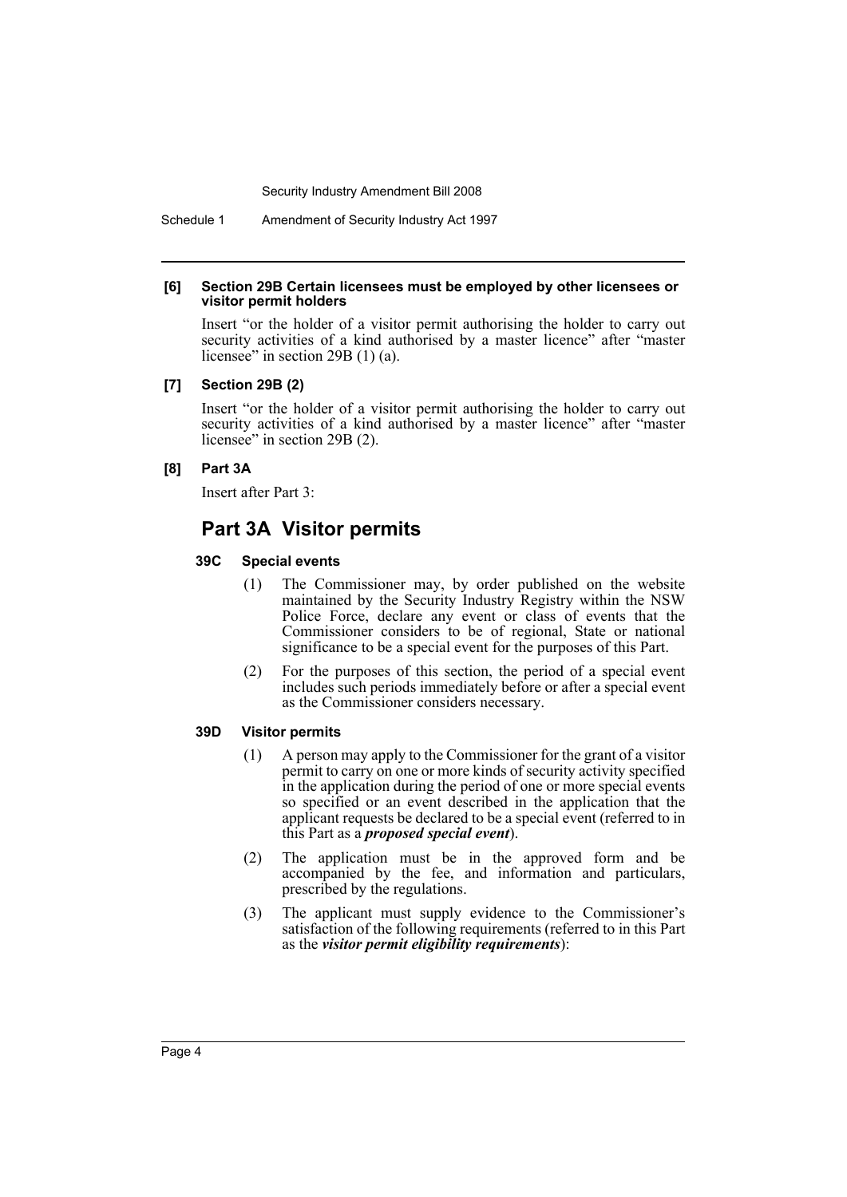**[6] Section 29B Certain licensees must be employed by other licensees or visitor permit holders**

Insert "or the holder of a visitor permit authorising the holder to carry out security activities of a kind authorised by a master licence" after "master licensee" in section 29B (1) (a).

**[7] Section 29B (2)**

Insert "or the holder of a visitor permit authorising the holder to carry out security activities of a kind authorised by a master licence" after "master licensee" in section 29B (2).

**[8] Part 3A**

Insert after Part 3:

## Part 3A Visitor permits

**39C Special events**

(1) The Commissioner may, by order published on the website maintained by the Security Industry Registry within the NSW Police Force, declare any event or class of events that the Commissioner considers to be of regional, State or national significance to be a special event for the purposes of this Part.

(2) For the purposes of this section, the period of a special event includes such periods immediately before or after a special event as the Commissioner considers necessary.

**39D Visitor permits**

(1) A person may apply to the Commissioner for the grant of a visitor permit to carry on one or more kinds of security activity specified in the application during the period of one or more special events so specified or an event described in the application that the applicant requests be declared to be a special event (referred to in this Part as a ***proposed special event***).

(2) The application must be in the approved form and be accompanied by the fee, and information and particulars, prescribed by the regulations.

(3) The applicant must supply evidence to the Commissioner's satisfaction of the following requirements (referred to in this Part as the ***visitor permit eligibility requirements***):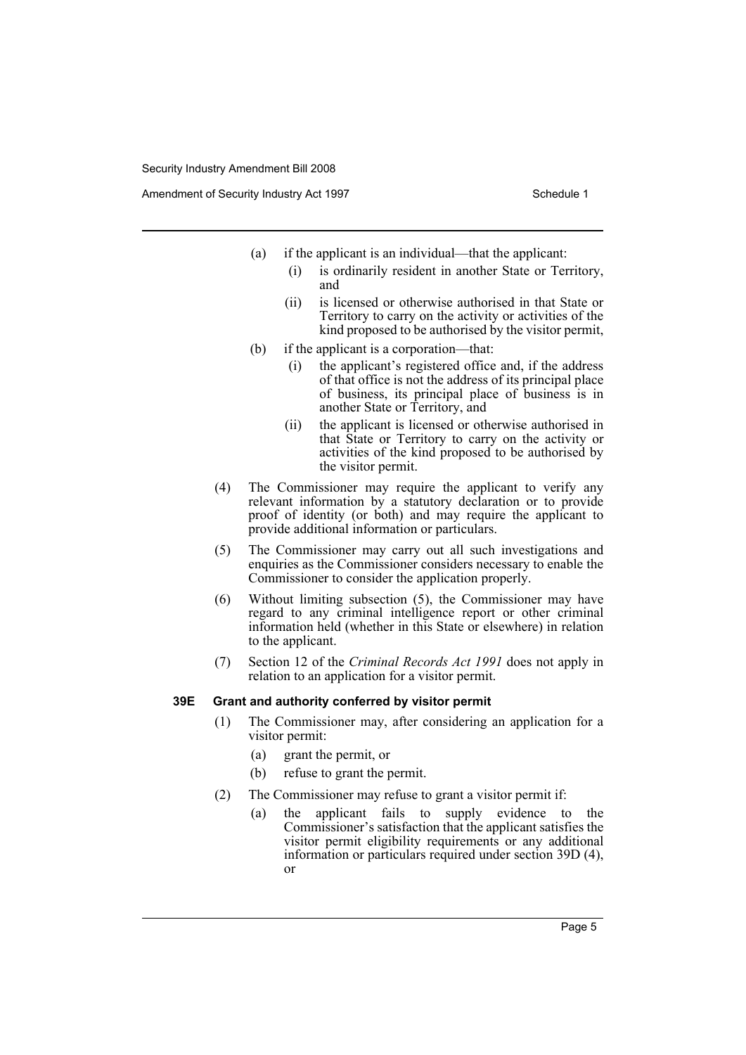(a) if the applicant is an individual—that the applicant:

   (i) is ordinarily resident in another State or Territory, and

   (ii) is licensed or otherwise authorised in that State or Territory to carry on the activity or activities of the kind proposed to be authorised by the visitor permit,

(b) if the applicant is a corporation—that:

   (i) the applicant's registered office and, if the address of that office is not the address of its principal place of business, its principal place of business is in another State or Territory, and

   (ii) the applicant is licensed or otherwise authorised in that State or Territory to carry on the activity or activities of the kind proposed to be authorised by the visitor permit.

(4) The Commissioner may require the applicant to verify any relevant information by a statutory declaration or to provide proof of identity (or both) and may require the applicant to provide additional information or particulars.

(5) The Commissioner may carry out all such investigations and enquiries as the Commissioner considers necessary to enable the Commissioner to consider the application properly.

(6) Without limiting subsection (5), the Commissioner may have regard to any criminal intelligence report or other criminal information held (whether in this State or elsewhere) in relation to the applicant.

(7) Section 12 of the *Criminal Records Act 1991* does not apply in relation to an application for a visitor permit.

**39E Grant and authority conferred by visitor permit**

(1) The Commissioner may, after considering an application for a visitor permit:

   (a) grant the permit, or

   (b) refuse to grant the permit.

(2) The Commissioner may refuse to grant a visitor permit if:

   (a) the applicant fails to supply evidence to the Commissioner's satisfaction that the applicant satisfies the visitor permit eligibility requirements or any additional information or particulars required under section 39D (4), or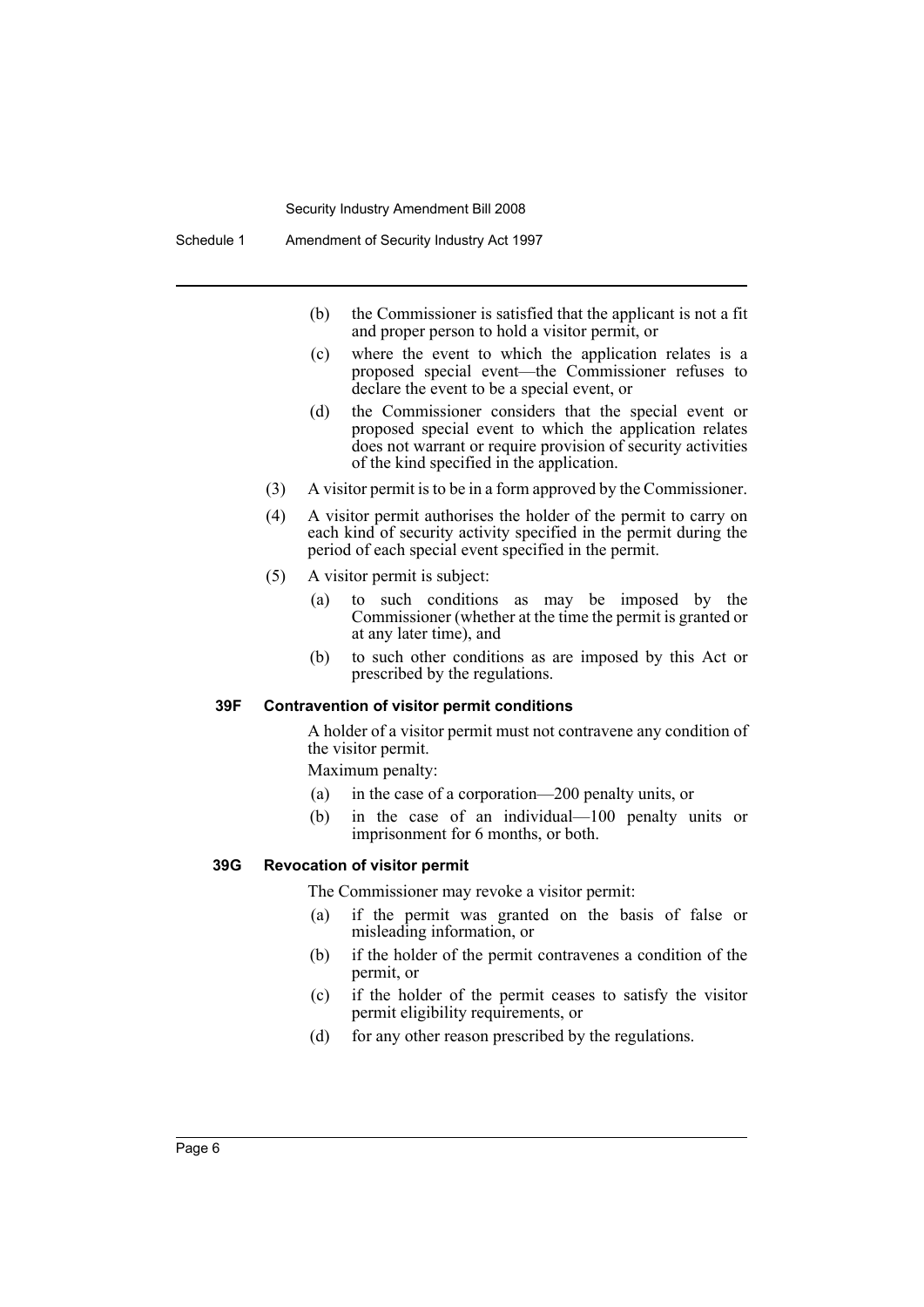(b) the Commissioner is satisfied that the applicant is not a fit and proper person to hold a visitor permit, or

(c) where the event to which the application relates is a proposed special event—the Commissioner refuses to declare the event to be a special event, or

(d) the Commissioner considers that the special event or proposed special event to which the application relates does not warrant or require provision of security activities of the kind specified in the application.

(3) A visitor permit is to be in a form approved by the Commissioner.

(4) A visitor permit authorises the holder of the permit to carry on each kind of security activity specified in the permit during the period of each special event specified in the permit.

(5) A visitor permit is subject:

(a) to such conditions as may be imposed by the Commissioner (whether at the time the permit is granted or at any later time), and

(b) to such other conditions as are imposed by this Act or prescribed by the regulations.

### 39F Contravention of visitor permit conditions

A holder of a visitor permit must not contravene any condition of the visitor permit.

Maximum penalty:

(a) in the case of a corporation—200 penalty units, or

(b) in the case of an individual—100 penalty units or imprisonment for 6 months, or both.

### 39G Revocation of visitor permit

The Commissioner may revoke a visitor permit:

(a) if the permit was granted on the basis of false or misleading information, or

(b) if the holder of the permit contravenes a condition of the permit, or

(c) if the holder of the permit ceases to satisfy the visitor permit eligibility requirements, or

(d) for any other reason prescribed by the regulations.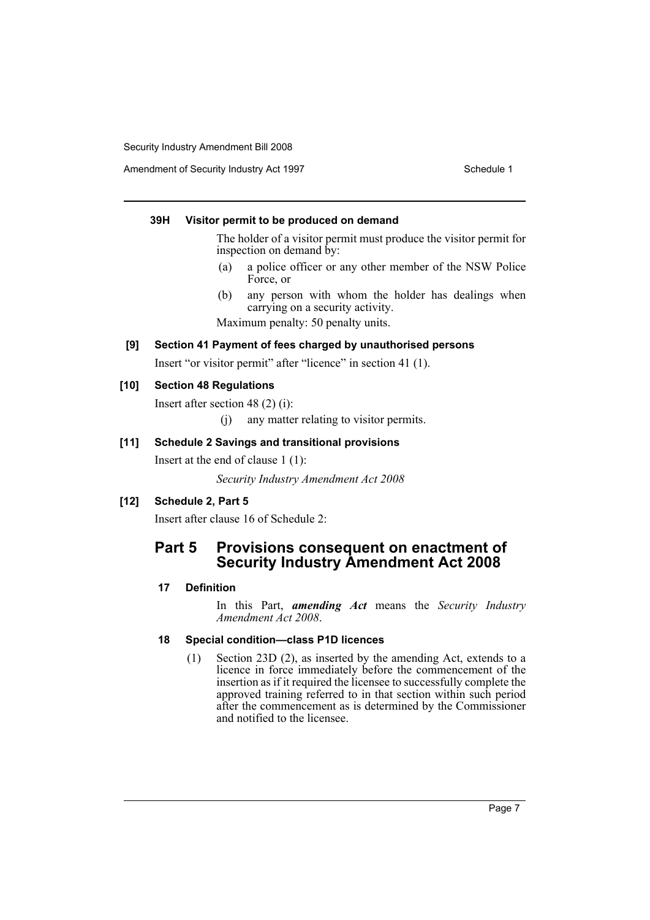#### 39H Visitor permit to be produced on demand

The holder of a visitor permit must produce the visitor permit for inspection on demand by:

(a) a police officer or any other member of the NSW Police Force, or

(b) any person with whom the holder has dealings when carrying on a security activity.

Maximum penalty: 50 penalty units.

#### [9] Section 41 Payment of fees charged by unauthorised persons

Insert "or visitor permit" after "licence" in section 41 (1).

#### [10] Section 48 Regulations

Insert after section 48 (2) (i):

(j) any matter relating to visitor permits.

#### [11] Schedule 2 Savings and transitional provisions

Insert at the end of clause 1 (1):

*Security Industry Amendment Act 2008*

#### [12] Schedule 2, Part 5

Insert after clause 16 of Schedule 2:

## Part 5 Provisions consequent on enactment of Security Industry Amendment Act 2008

#### 17 Definition

In this Part, ***amending Act*** means the *Security Industry Amendment Act 2008*.

#### 18 Special condition—class P1D licences

(1) Section 23D (2), as inserted by the amending Act, extends to a licence in force immediately before the commencement of the insertion as if it required the licensee to successfully complete the approved training referred to in that section within such period after the commencement as is determined by the Commissioner and notified to the licensee.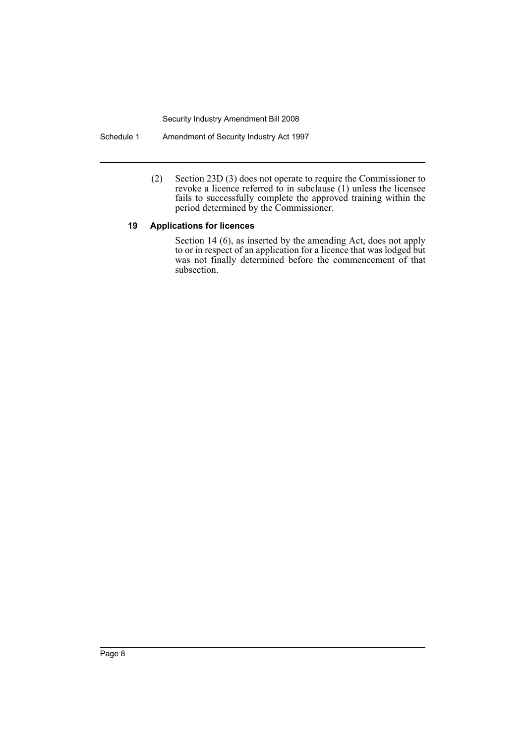(2) Section 23D (3) does not operate to require the Commissioner to revoke a licence referred to in subclause (1) unless the licensee fails to successfully complete the approved training within the period determined by the Commissioner.

### 19 Applications for licences

Section 14 (6), as inserted by the amending Act, does not apply to or in respect of an application for a licence that was lodged but was not finally determined before the commencement of that subsection.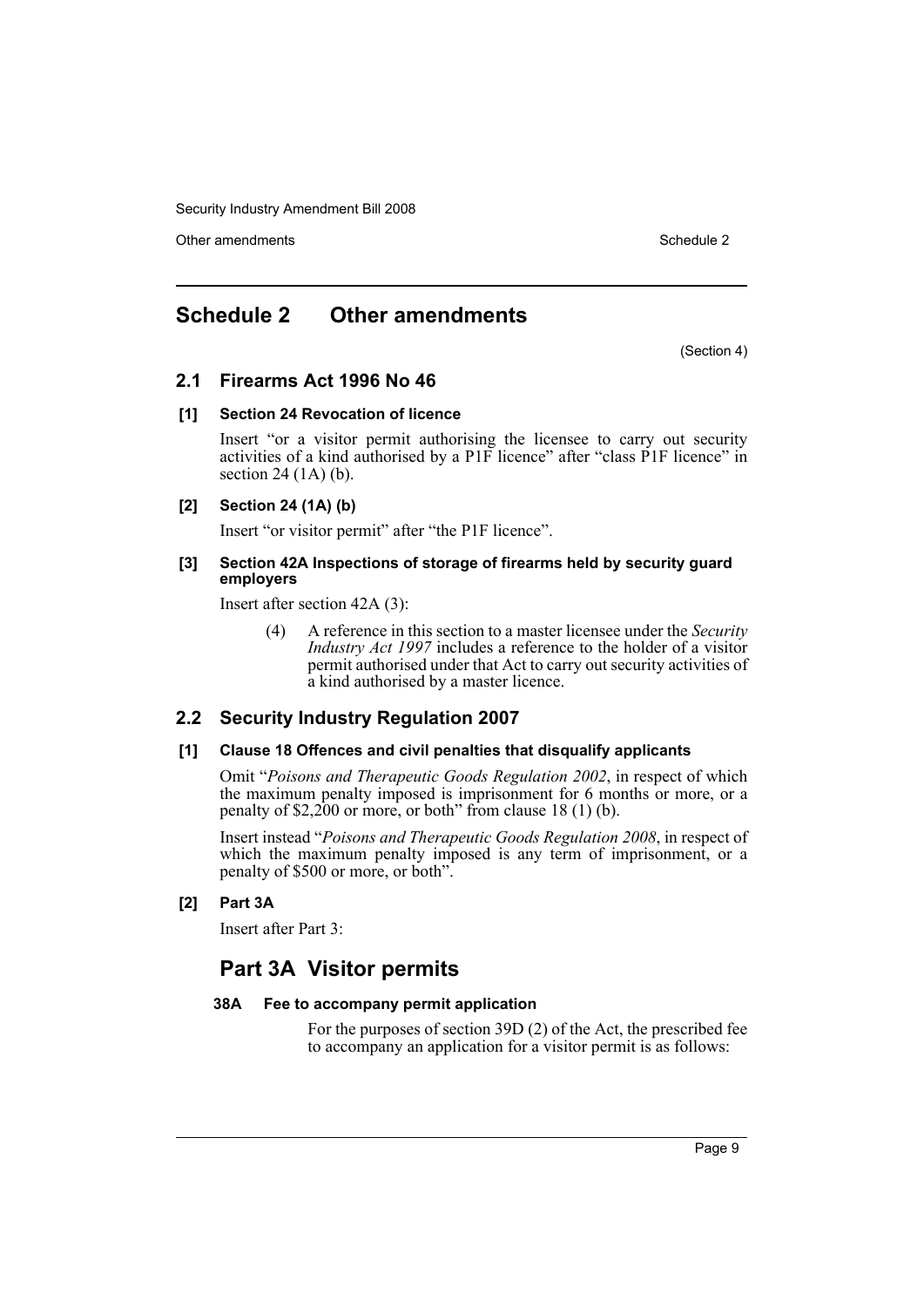## Schedule 2 Other amendments

(Section 4)

### 2.1 Firearms Act 1996 No 46

**[1] Section 24 Revocation of licence**

Insert "or a visitor permit authorising the licensee to carry out security activities of a kind authorised by a P1F licence" after "class P1F licence" in section 24 (1A) (b).

**[2] Section 24 (1A) (b)**

Insert "or visitor permit" after "the P1F licence".

**[3] Section 42A Inspections of storage of firearms held by security guard employers**

Insert after section 42A (3):

> (4) A reference in this section to a master licensee under the *Security Industry Act 1997* includes a reference to the holder of a visitor permit authorised under that Act to carry out security activities of a kind authorised by a master licence.

### 2.2 Security Industry Regulation 2007

**[1] Clause 18 Offences and civil penalties that disqualify applicants**

Omit "*Poisons and Therapeutic Goods Regulation 2002*, in respect of which the maximum penalty imposed is imprisonment for 6 months or more, or a penalty of $2,200 or more, or both" from clause 18 (1) (b).

Insert instead "*Poisons and Therapeutic Goods Regulation 2008*, in respect of which the maximum penalty imposed is any term of imprisonment, or a penalty of $500 or more, or both".

**[2] Part 3A**

Insert after Part 3:

## Part 3A Visitor permits

**38A Fee to accompany permit application**

For the purposes of section 39D (2) of the Act, the prescribed fee to accompany an application for a visitor permit is as follows: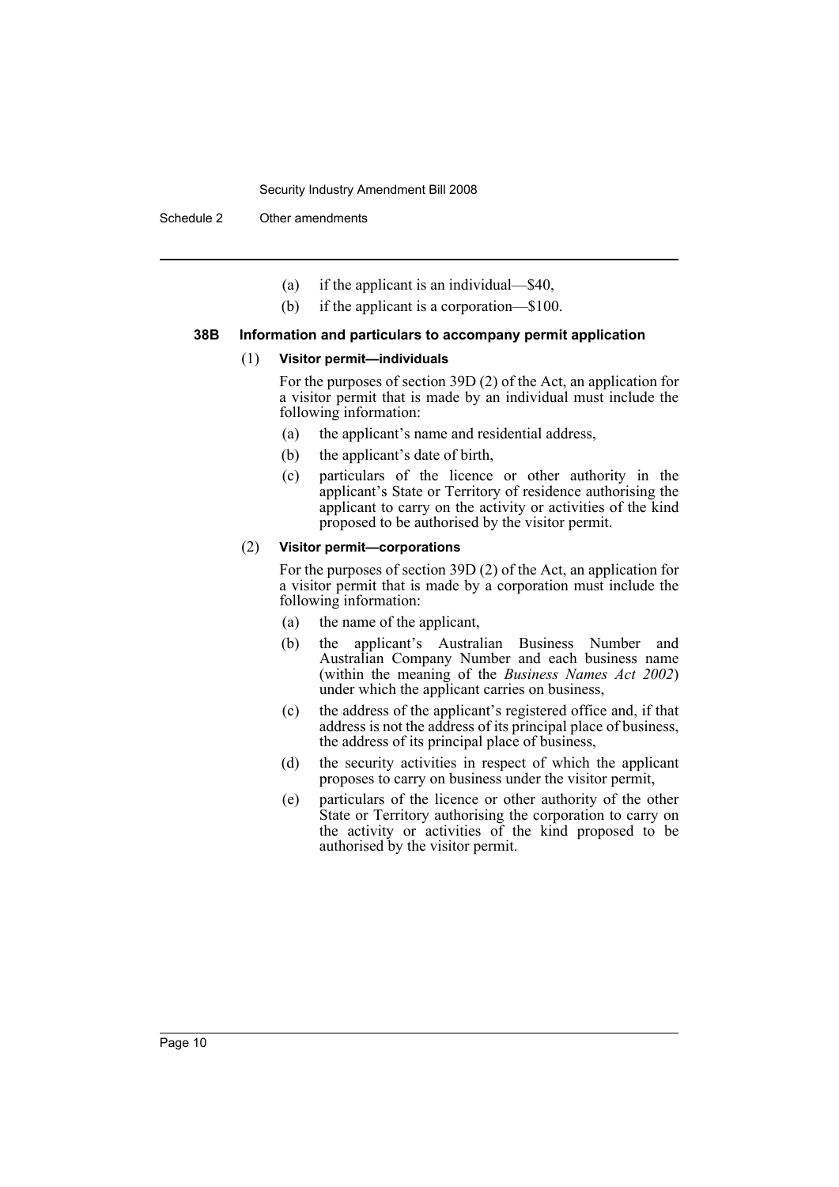(a) if the applicant is an individual—$40,

(b) if the applicant is a corporation—$100.

**38B Information and particulars to accompany permit application**

(1) **Visitor permit—individuals**

For the purposes of section 39D (2) of the Act, an application for a visitor permit that is made by an individual must include the following information:

(a) the applicant's name and residential address,

(b) the applicant's date of birth,

(c) particulars of the licence or other authority in the applicant's State or Territory of residence authorising the applicant to carry on the activity or activities of the kind proposed to be authorised by the visitor permit.

(2) **Visitor permit—corporations**

For the purposes of section 39D (2) of the Act, an application for a visitor permit that is made by a corporation must include the following information:

(a) the name of the applicant,

(b) the applicant's Australian Business Number and Australian Company Number and each business name (within the meaning of the *Business Names Act 2002*) under which the applicant carries on business,

(c) the address of the applicant's registered office and, if that address is not the address of its principal place of business, the address of its principal place of business,

(d) the security activities in respect of which the applicant proposes to carry on business under the visitor permit,

(e) particulars of the licence or other authority of the other State or Territory authorising the corporation to carry on the activity or activities of the kind proposed to be authorised by the visitor permit.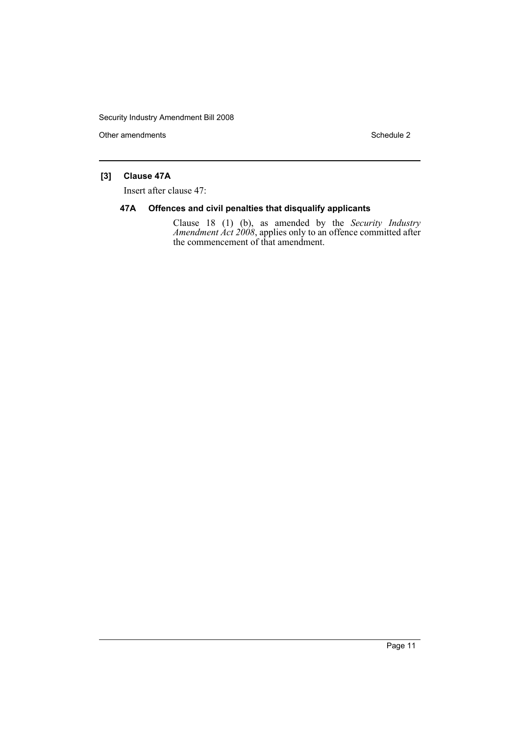**[3] Clause 47A**

Insert after clause 47:

**47A Offences and civil penalties that disqualify applicants**

Clause 18 (1) (b), as amended by the *Security Industry Amendment Act 2008*, applies only to an offence committed after the commencement of that amendment.